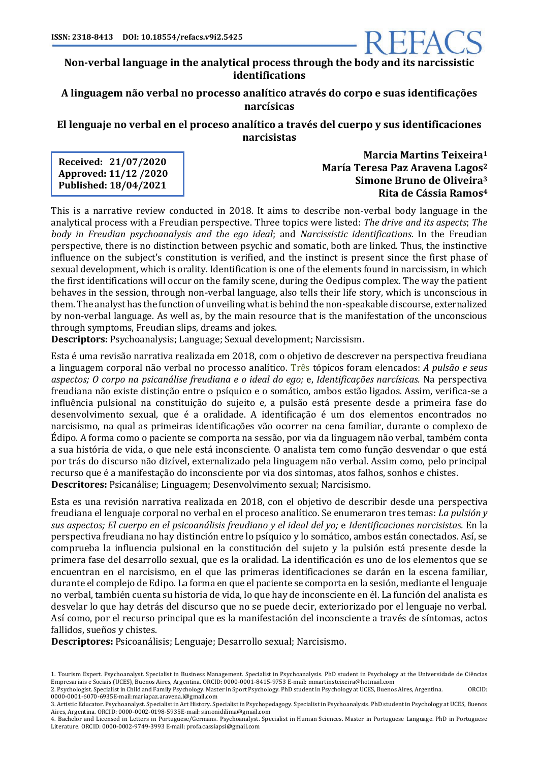ISSN: 2318-8413 DOI: 10.18554/refacs.v9i2.5425

# Non-verbal language in the analytical process through the body and its narcissistic identifications

# A linguagem não verbal no processo analítico através do corpo e suas identificações narcísicas

# El lenguaje no verbal en el proceso analítico a través del cuerpo y sus identificaciones narcisistas

**Received: 21/07/2020**
**Approved: 11/12 /2020**
**Published: 18/04/2021**

**Marcia Martins Teixeira[1]**
**María Teresa Paz Aravena Lagos[2]**
**Simone Bruno de Oliveira[3]**
**Rita de Cássia Ramos[4]**

This is a narrative review conducted in 2018. It aims to describe non-verbal body language in the analytical process with a Freudian perspective. Three topics were listed: *The drive and its aspects*; *The body in Freudian psychoanalysis and the ego ideal*; and *Narcissistic identifications*. In the Freudian perspective, there is no distinction between psychic and somatic, both are linked. Thus, the instinctive influence on the subject's constitution is verified, and the instinct is present since the first phase of sexual development, which is orality. Identification is one of the elements found in narcissism, in which the first identifications will occur on the family scene, during the Oedipus complex. The way the patient behaves in the session, through non-verbal language, also tells their life story, which is unconscious in them. The analyst has the function of unveiling what is behind the non-speakable discourse, externalized by non-verbal language. As well as, by the main resource that is the manifestation of the unconscious through symptoms, Freudian slips, dreams and jokes.
**Descriptors:** Psychoanalysis; Language; Sexual development; Narcissism.

Esta é uma revisão narrativa realizada em 2018, com o objetivo de descrever na perspectiva freudiana a linguagem corporal não verbal no processo analítico. Três tópicos foram elencados: *A pulsão e seus aspectos; O corpo na psicanálise freudiana e o ideal do ego;* e, *Identificações narcísicas.* Na perspectiva freudiana não existe distinção entre o psíquico e o somático, ambos estão ligados. Assim, verifica-se a influência pulsional na constituição do sujeito e, a pulsão está presente desde a primeira fase do desenvolvimento sexual, que é a oralidade. A identificação é um dos elementos encontrados no narcisismo, na qual as primeiras identificações vão ocorrer na cena familiar, durante o complexo de Édipo. A forma como o paciente se comporta na sessão, por via da linguagem não verbal, também conta a sua história de vida, o que nele está inconsciente. O analista tem como função desvendar o que está por trás do discurso não dizível, externalizado pela linguagem não verbal. Assim como, pelo principal recurso que é a manifestação do inconsciente por via dos sintomas, atos falhos, sonhos e chistes.
**Descritores:** Psicanálise; Linguagem; Desenvolvimento sexual; Narcisismo.

Esta es una revisión narrativa realizada en 2018, con el objetivo de describir desde una perspectiva freudiana el lenguaje corporal no verbal en el proceso analítico. Se enumeraron tres temas: *La pulsión y sus aspectos; El cuerpo en el psicoanálisis freudiano y el ideal del yo;* e *Identificaciones narcisistas.* En la perspectiva freudiana no hay distinción entre lo psíquico y lo somático, ambos están conectados. Así, se comprueba la influencia pulsional en la constitución del sujeto y la pulsión está presente desde la primera fase del desarrollo sexual, que es la oralidad. La identificación es uno de los elementos que se encuentran en el narcisismo, en el que las primeras identificaciones se darán en la escena familiar, durante el complejo de Edipo. La forma en que el paciente se comporta en la sesión, mediante el lenguaje no verbal, también cuenta su historia de vida, lo que hay de inconsciente en él. La función del analista es desvelar lo que hay detrás del discurso que no se puede decir, exteriorizado por el lenguaje no verbal. Así como, por el recurso principal que es la manifestación del inconsciente a través de síntomas, actos fallidos, sueños y chistes.
**Descriptores:** Psicoanálisis; Lenguaje; Desarrollo sexual; Narcisismo.

1. Tourism Expert. Psychoanalyst. Specialist in Business Management. Specialist in Psychoanalysis. PhD student in Psychology at the Universidade de Ciências Empresariais e Sociais (UCES), Buenos Aires, Argentina. ORCID: 0000-0001-8415-9753 E-mail: mmartinsteixeira@hotmail.com
2. Psychologist. Specialist in Child and Family Psychology. Master in Sport Psychology. PhD student in Psychology at UCES, Buenos Aires, Argentina. ORCID: 0000-0001-6070-6935E-mail:mariapaz.aravena.l@gmail.com
3. Artistic Educator. Psychoanalyst. Specialist in Art History. Specialist in Psychopedagogy. Specialist in Psychoanalysis. PhD student in Psychology at UCES, Buenos Aires, Argentina. ORCID: 0000-0002-0198-5935E-mail: simonidilima@gmail.com
4. Bachelor and Licensed in Letters in Portuguese/Germans. Psychoanalyst. Specialist in Human Sciences. Master in Portuguese Language. PhD in Portuguese Literature. ORCID: 0000-0002-9749-3993 E-mail: profa.cassiapsi@gmail.com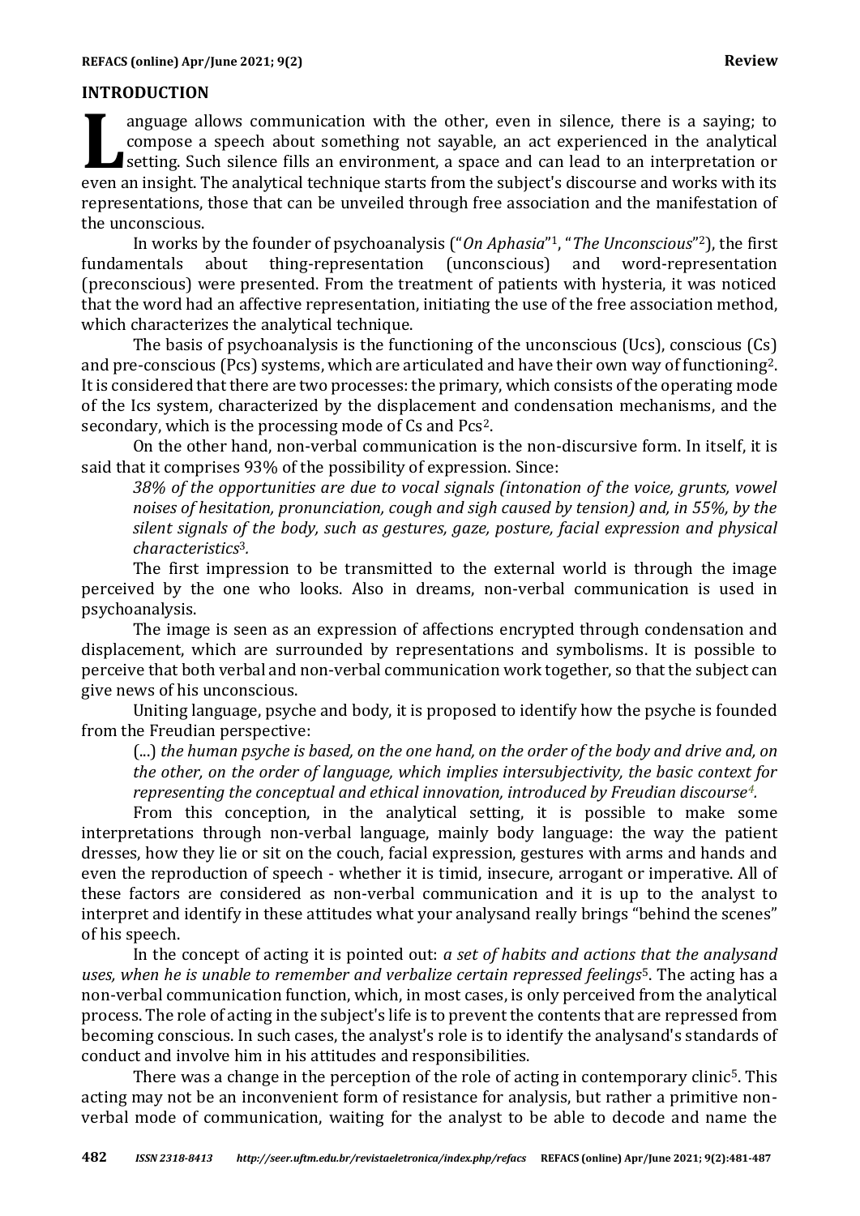## INTRODUCTION

Language allows communication with the other, even in silence, there is a saying; to compose a speech about something not sayable, an act experienced in the analytical setting. Such silence fills an environment, a space and can lead to an interpretation or even an insight. The analytical technique starts from the subject's discourse and works with its representations, those that can be unveiled through free association and the manifestation of the unconscious.

In works by the founder of psychoanalysis ("*On Aphasia*"[1], "*The Unconscious*"[2]), the first fundamentals about thing-representation (unconscious) and word-representation (preconscious) were presented. From the treatment of patients with hysteria, it was noticed that the word had an affective representation, initiating the use of the free association method, which characterizes the analytical technique.

The basis of psychoanalysis is the functioning of the unconscious (Ucs), conscious (Cs) and pre-conscious (Pcs) systems, which are articulated and have their own way of functioning[2]. It is considered that there are two processes: the primary, which consists of the operating mode of the Ics system, characterized by the displacement and condensation mechanisms, and the secondary, which is the processing mode of Cs and Pcs[2].

On the other hand, non-verbal communication is the non-discursive form. In itself, it is said that it comprises 93% of the possibility of expression. Since:

> *38% of the opportunities are due to vocal signals (intonation of the voice, grunts, vowel noises of hesitation, pronunciation, cough and sigh caused by tension) and, in 55%, by the silent signals of the body, such as gestures, gaze, posture, facial expression and physical characteristics*[3].

The first impression to be transmitted to the external world is through the image perceived by the one who looks. Also in dreams, non-verbal communication is used in psychoanalysis.

The image is seen as an expression of affections encrypted through condensation and displacement, which are surrounded by representations and symbolisms. It is possible to perceive that both verbal and non-verbal communication work together, so that the subject can give news of his unconscious.

Uniting language, psyche and body, it is proposed to identify how the psyche is founded from the Freudian perspective:

> (...) *the human psyche is based, on the one hand, on the order of the body and drive and, on the other, on the order of language, which implies intersubjectivity, the basic context for representing the conceptual and ethical innovation, introduced by Freudian discourse*[4].

From this conception, in the analytical setting, it is possible to make some interpretations through non-verbal language, mainly body language: the way the patient dresses, how they lie or sit on the couch, facial expression, gestures with arms and hands and even the reproduction of speech - whether it is timid, insecure, arrogant or imperative. All of these factors are considered as non-verbal communication and it is up to the analyst to interpret and identify in these attitudes what your analysand really brings "behind the scenes" of his speech.

In the concept of acting it is pointed out: *a set of habits and actions that the analysand uses, when he is unable to remember and verbalize certain repressed feelings*[5]. The acting has a non-verbal communication function, which, in most cases, is only perceived from the analytical process. The role of acting in the subject's life is to prevent the contents that are repressed from becoming conscious. In such cases, the analyst's role is to identify the analysand's standards of conduct and involve him in his attitudes and responsibilities.

There was a change in the perception of the role of acting in contemporary clinic[5]. This acting may not be an inconvenient form of resistance for analysis, but rather a primitive non-verbal mode of communication, waiting for the analyst to be able to decode and name the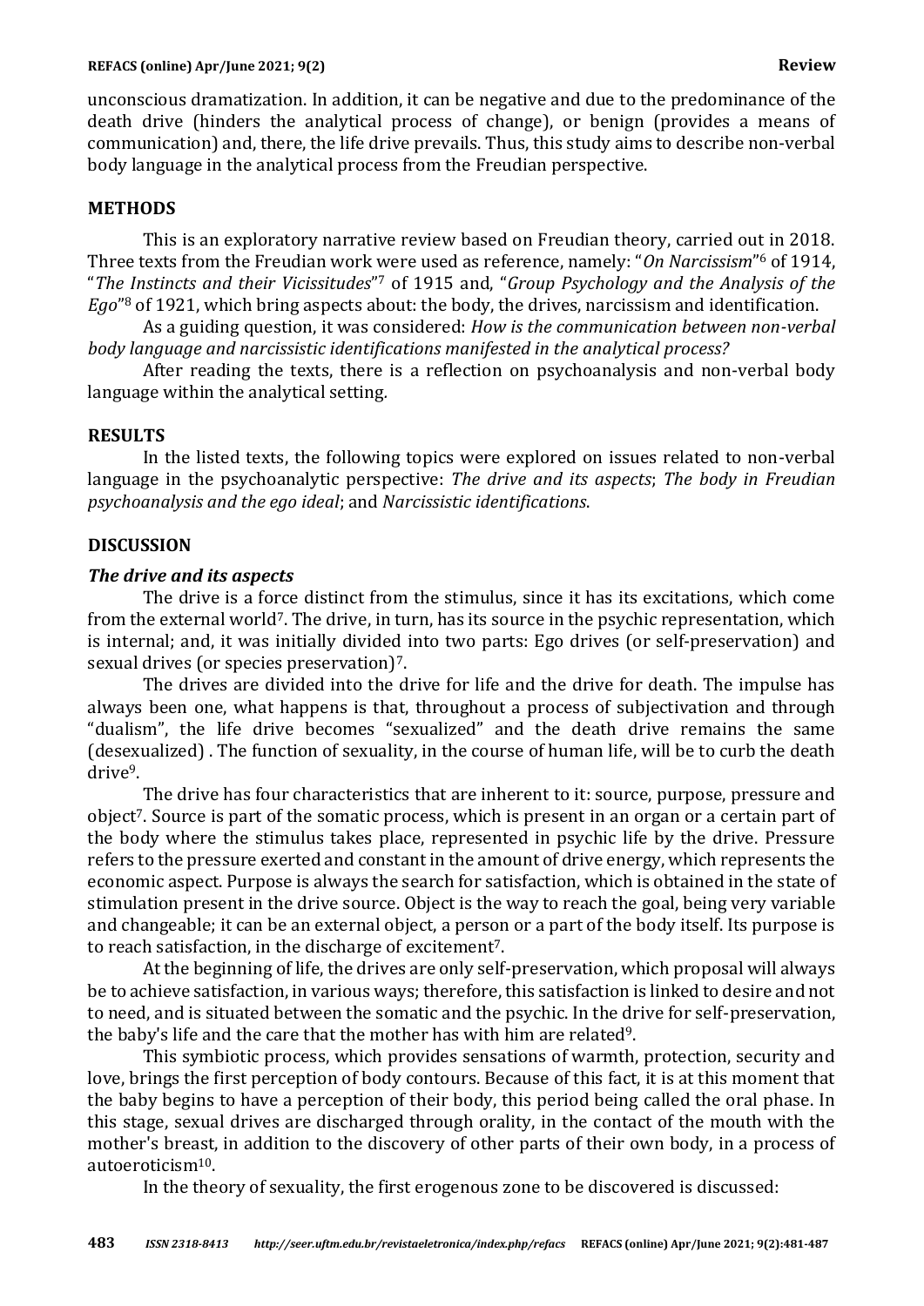unconscious dramatization. In addition, it can be negative and due to the predominance of the death drive (hinders the analytical process of change), or benign (provides a means of communication) and, there, the life drive prevails. Thus, this study aims to describe non-verbal body language in the analytical process from the Freudian perspective.

## METHODS

This is an exploratory narrative review based on Freudian theory, carried out in 2018. Three texts from the Freudian work were used as reference, namely: "*On Narcissism*"[6] of 1914, "*The Instincts and their Vicissitudes*"[7] of 1915 and, "*Group Psychology and the Analysis of the Ego*"[8] of 1921, which bring aspects about: the body, the drives, narcissism and identification.

As a guiding question, it was considered: *How is the communication between non-verbal body language and narcissistic identifications manifested in the analytical process?*

After reading the texts, there is a reflection on psychoanalysis and non-verbal body language within the analytical setting.

## RESULTS

In the listed texts, the following topics were explored on issues related to non-verbal language in the psychoanalytic perspective: *The drive and its aspects*; *The body in Freudian psychoanalysis and the ego ideal*; and *Narcissistic identifications*.

## DISCUSSION

### *The drive and its aspects*

The drive is a force distinct from the stimulus, since it has its excitations, which come from the external world[7]. The drive, in turn, has its source in the psychic representation, which is internal; and, it was initially divided into two parts: Ego drives (or self-preservation) and sexual drives (or species preservation)[7].

The drives are divided into the drive for life and the drive for death. The impulse has always been one, what happens is that, throughout a process of subjectivation and through "dualism", the life drive becomes "sexualized" and the death drive remains the same (desexualized) . The function of sexuality, in the course of human life, will be to curb the death drive[9].

The drive has four characteristics that are inherent to it: source, purpose, pressure and object[7]. Source is part of the somatic process, which is present in an organ or a certain part of the body where the stimulus takes place, represented in psychic life by the drive. Pressure refers to the pressure exerted and constant in the amount of drive energy, which represents the economic aspect. Purpose is always the search for satisfaction, which is obtained in the state of stimulation present in the drive source. Object is the way to reach the goal, being very variable and changeable; it can be an external object, a person or a part of the body itself. Its purpose is to reach satisfaction, in the discharge of excitement[7].

At the beginning of life, the drives are only self-preservation, which proposal will always be to achieve satisfaction, in various ways; therefore, this satisfaction is linked to desire and not to need, and is situated between the somatic and the psychic. In the drive for self-preservation, the baby's life and the care that the mother has with him are related[9].

This symbiotic process, which provides sensations of warmth, protection, security and love, brings the first perception of body contours. Because of this fact, it is at this moment that the baby begins to have a perception of their body, this period being called the oral phase. In this stage, sexual drives are discharged through orality, in the contact of the mouth with the mother's breast, in addition to the discovery of other parts of their own body, in a process of autoeroticism[10].

In the theory of sexuality, the first erogenous zone to be discovered is discussed: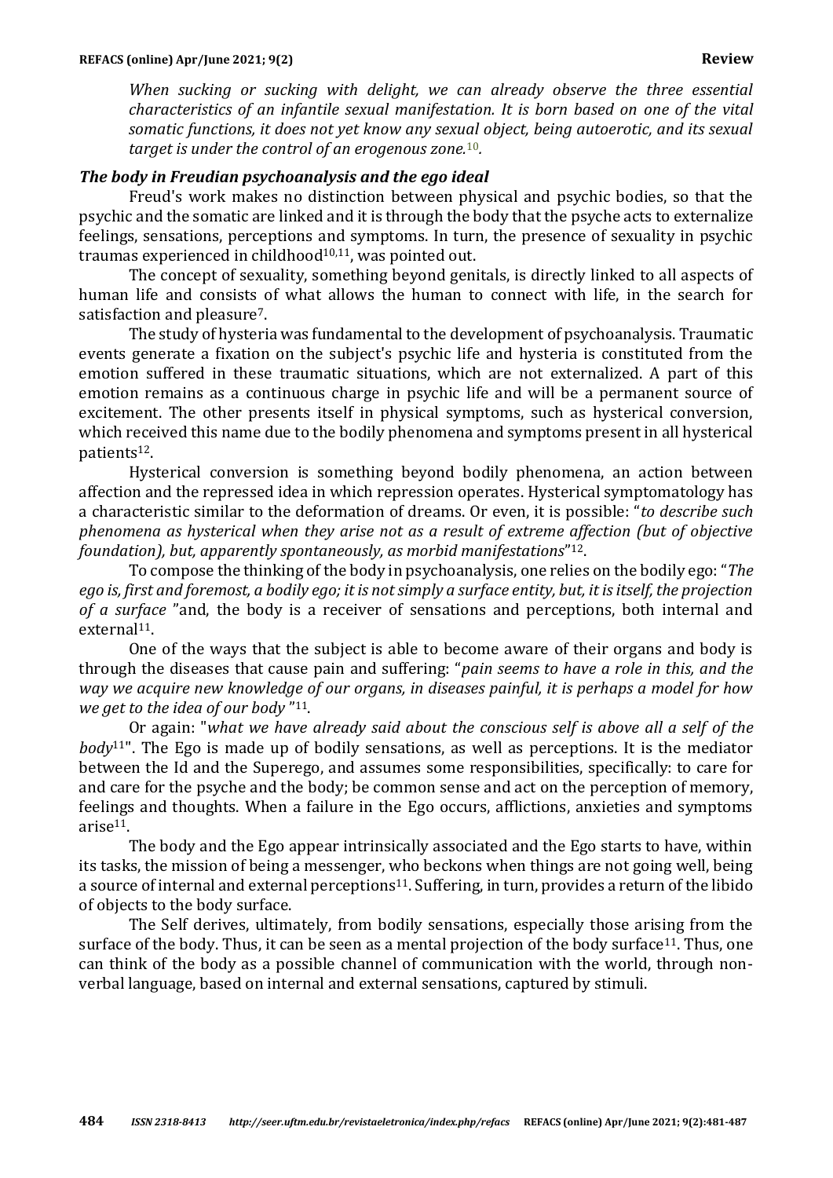*When sucking or sucking with delight, we can already observe the three essential characteristics of an infantile sexual manifestation. It is born based on one of the vital somatic functions, it does not yet know any sexual object, being autoerotic, and its sexual target is under the control of an erogenous zone.*[10].

### *The body in Freudian psychoanalysis and the ego ideal*

Freud's work makes no distinction between physical and psychic bodies, so that the psychic and the somatic are linked and it is through the body that the psyche acts to externalize feelings, sensations, perceptions and symptoms. In turn, the presence of sexuality in psychic traumas experienced in childhood[10,11], was pointed out.

The concept of sexuality, something beyond genitals, is directly linked to all aspects of human life and consists of what allows the human to connect with life, in the search for satisfaction and pleasure[7].

The study of hysteria was fundamental to the development of psychoanalysis. Traumatic events generate a fixation on the subject's psychic life and hysteria is constituted from the emotion suffered in these traumatic situations, which are not externalized. A part of this emotion remains as a continuous charge in psychic life and will be a permanent source of excitement. The other presents itself in physical symptoms, such as hysterical conversion, which received this name due to the bodily phenomena and symptoms present in all hysterical patients[12].

Hysterical conversion is something beyond bodily phenomena, an action between affection and the repressed idea in which repression operates. Hysterical symptomatology has a characteristic similar to the deformation of dreams. Or even, it is possible: "*to describe such phenomena as hysterical when they arise not as a result of extreme affection (but of objective foundation), but, apparently spontaneously, as morbid manifestations*"[12].

To compose the thinking of the body in psychoanalysis, one relies on the bodily ego: "*The ego is, first and foremost, a bodily ego; it is not simply a surface entity, but, it is itself, the projection of a surface* "and, the body is a receiver of sensations and perceptions, both internal and external[11].

One of the ways that the subject is able to become aware of their organs and body is through the diseases that cause pain and suffering: "*pain seems to have a role in this, and the way we acquire new knowledge of our organs, in diseases painful, it is perhaps a model for how we get to the idea of our body* "[11].

Or again: "*what we have already said about the conscious self is above all a self of the body*[11]". The Ego is made up of bodily sensations, as well as perceptions. It is the mediator between the Id and the Superego, and assumes some responsibilities, specifically: to care for and care for the psyche and the body; be common sense and act on the perception of memory, feelings and thoughts. When a failure in the Ego occurs, afflictions, anxieties and symptoms arise[11].

The body and the Ego appear intrinsically associated and the Ego starts to have, within its tasks, the mission of being a messenger, who beckons when things are not going well, being a source of internal and external perceptions[11]. Suffering, in turn, provides a return of the libido of objects to the body surface.

The Self derives, ultimately, from bodily sensations, especially those arising from the surface of the body. Thus, it can be seen as a mental projection of the body surface[11]. Thus, one can think of the body as a possible channel of communication with the world, through non-verbal language, based on internal and external sensations, captured by stimuli.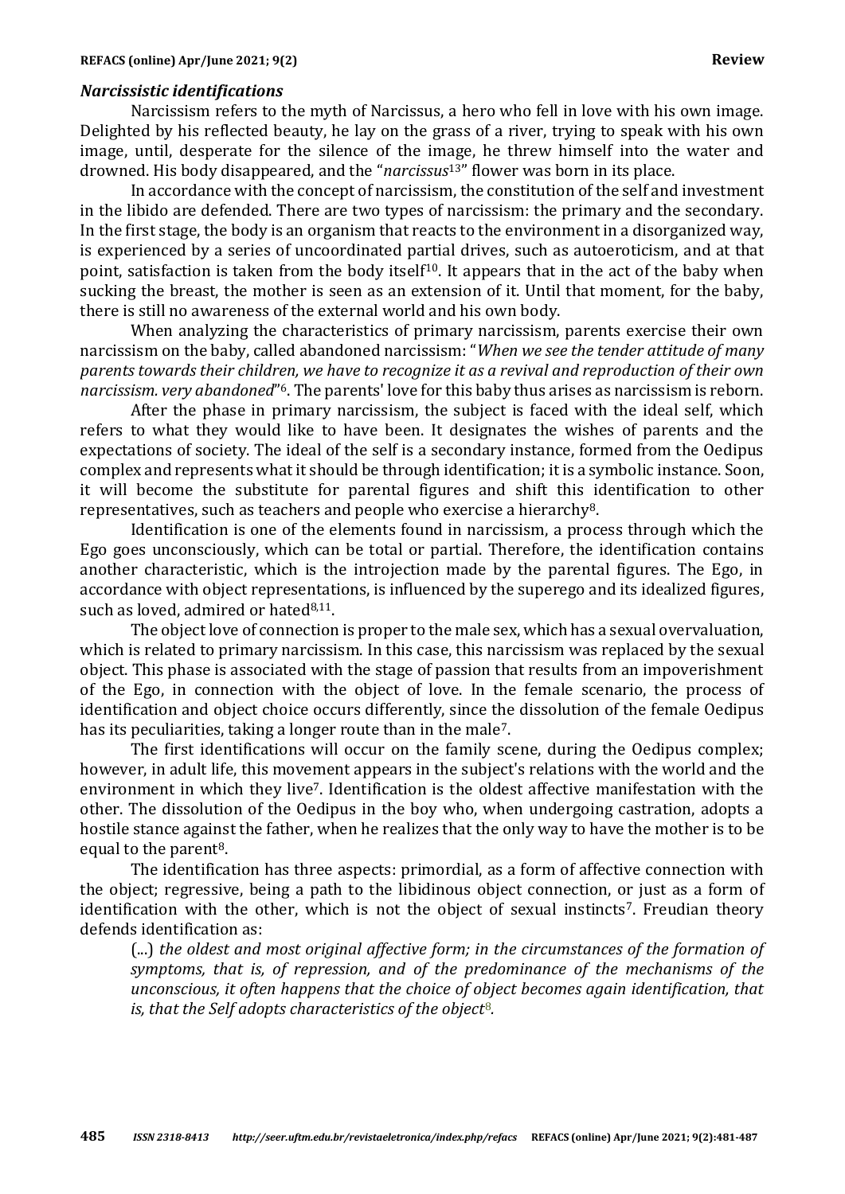### *Narcissistic identifications*

Narcissism refers to the myth of Narcissus, a hero who fell in love with his own image. Delighted by his reflected beauty, he lay on the grass of a river, trying to speak with his own image, until, desperate for the silence of the image, he threw himself into the water and drowned. His body disappeared, and the "*narcissus*[13]" flower was born in its place.

In accordance with the concept of narcissism, the constitution of the self and investment in the libido are defended. There are two types of narcissism: the primary and the secondary. In the first stage, the body is an organism that reacts to the environment in a disorganized way, is experienced by a series of uncoordinated partial drives, such as autoeroticism, and at that point, satisfaction is taken from the body itself[10]. It appears that in the act of the baby when sucking the breast, the mother is seen as an extension of it. Until that moment, for the baby, there is still no awareness of the external world and his own body.

When analyzing the characteristics of primary narcissism, parents exercise their own narcissism on the baby, called abandoned narcissism: "*When we see the tender attitude of many parents towards their children, we have to recognize it as a revival and reproduction of their own narcissism. very abandoned*"[6]. The parents' love for this baby thus arises as narcissism is reborn.

After the phase in primary narcissism, the subject is faced with the ideal self, which refers to what they would like to have been. It designates the wishes of parents and the expectations of society. The ideal of the self is a secondary instance, formed from the Oedipus complex and represents what it should be through identification; it is a symbolic instance. Soon, it will become the substitute for parental figures and shift this identification to other representatives, such as teachers and people who exercise a hierarchy[8].

Identification is one of the elements found in narcissism, a process through which the Ego goes unconsciously, which can be total or partial. Therefore, the identification contains another characteristic, which is the introjection made by the parental figures. The Ego, in accordance with object representations, is influenced by the superego and its idealized figures, such as loved, admired or hated[8,11].

The object love of connection is proper to the male sex, which has a sexual overvaluation, which is related to primary narcissism. In this case, this narcissism was replaced by the sexual object. This phase is associated with the stage of passion that results from an impoverishment of the Ego, in connection with the object of love. In the female scenario, the process of identification and object choice occurs differently, since the dissolution of the female Oedipus has its peculiarities, taking a longer route than in the male[7].

The first identifications will occur on the family scene, during the Oedipus complex; however, in adult life, this movement appears in the subject's relations with the world and the environment in which they live[7]. Identification is the oldest affective manifestation with the other. The dissolution of the Oedipus in the boy who, when undergoing castration, adopts a hostile stance against the father, when he realizes that the only way to have the mother is to be equal to the parent[8].

The identification has three aspects: primordial, as a form of affective connection with the object; regressive, being a path to the libidinous object connection, or just as a form of identification with the other, which is not the object of sexual instincts[7]. Freudian theory defends identification as:

> (...) *the oldest and most original affective form; in the circumstances of the formation of symptoms, that is, of repression, and of the predominance of the mechanisms of the unconscious, it often happens that the choice of object becomes again identification, that is, that the Self adopts characteristics of the object*[8].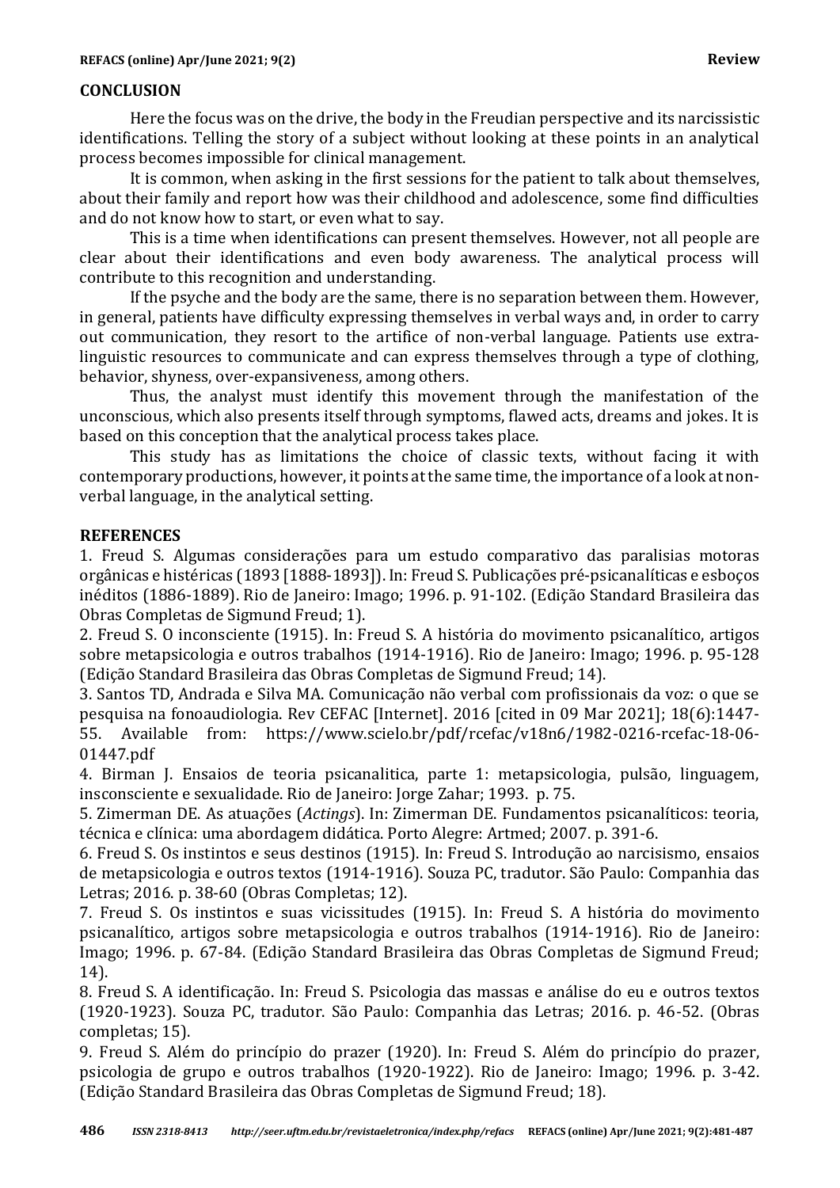## CONCLUSION

Here the focus was on the drive, the body in the Freudian perspective and its narcissistic identifications. Telling the story of a subject without looking at these points in an analytical process becomes impossible for clinical management.

It is common, when asking in the first sessions for the patient to talk about themselves, about their family and report how was their childhood and adolescence, some find difficulties and do not know how to start, or even what to say.

This is a time when identifications can present themselves. However, not all people are clear about their identifications and even body awareness. The analytical process will contribute to this recognition and understanding.

If the psyche and the body are the same, there is no separation between them. However, in general, patients have difficulty expressing themselves in verbal ways and, in order to carry out communication, they resort to the artifice of non-verbal language. Patients use extra-linguistic resources to communicate and can express themselves through a type of clothing, behavior, shyness, over-expansiveness, among others.

Thus, the analyst must identify this movement through the manifestation of the unconscious, which also presents itself through symptoms, flawed acts, dreams and jokes. It is based on this conception that the analytical process takes place.

This study has as limitations the choice of classic texts, without facing it with contemporary productions, however, it points at the same time, the importance of a look at non-verbal language, in the analytical setting.

## REFERENCES

1. Freud S. Algumas considerações para um estudo comparativo das paralisias motoras orgânicas e histéricas (1893 [1888-1893]). In: Freud S. Publicações pré-psicanalíticas e esboços inéditos (1886-1889). Rio de Janeiro: Imago; 1996. p. 91-102. (Edição Standard Brasileira das Obras Completas de Sigmund Freud; 1).
2. Freud S. O inconsciente (1915). In: Freud S. A história do movimento psicanalítico, artigos sobre metapsicologia e outros trabalhos (1914-1916). Rio de Janeiro: Imago; 1996. p. 95-128 (Edição Standard Brasileira das Obras Completas de Sigmund Freud; 14).
3. Santos TD, Andrada e Silva MA. Comunicação não verbal com profissionais da voz: o que se pesquisa na fonoaudiologia. Rev CEFAC [Internet]. 2016 [cited in 09 Mar 2021]; 18(6):1447-55. Available from: https://www.scielo.br/pdf/rcefac/v18n6/1982-0216-rcefac-18-06-01447.pdf
4. Birman J. Ensaios de teoria psicanalitica, parte 1: metapsicologia, pulsão, linguagem, insconsciente e sexualidade. Rio de Janeiro: Jorge Zahar; 1993. p. 75.
5. Zimerman DE. As atuações (*Actings*). In: Zimerman DE. Fundamentos psicanalíticos: teoria, técnica e clínica: uma abordagem didática. Porto Alegre: Artmed; 2007. p. 391-6.
6. Freud S. Os instintos e seus destinos (1915). In: Freud S. Introdução ao narcisismo, ensaios de metapsicologia e outros textos (1914-1916). Souza PC, tradutor. São Paulo: Companhia das Letras; 2016. p. 38-60 (Obras Completas; 12).
7. Freud S. Os instintos e suas vicissitudes (1915). In: Freud S. A história do movimento psicanalítico, artigos sobre metapsicologia e outros trabalhos (1914-1916). Rio de Janeiro: Imago; 1996. p. 67-84. (Edição Standard Brasileira das Obras Completas de Sigmund Freud; 14).
8. Freud S. A identificação. In: Freud S. Psicologia das massas e análise do eu e outros textos (1920-1923). Souza PC, tradutor. São Paulo: Companhia das Letras; 2016. p. 46-52. (Obras completas; 15).
9. Freud S. Além do princípio do prazer (1920). In: Freud S. Além do princípio do prazer, psicologia de grupo e outros trabalhos (1920-1922). Rio de Janeiro: Imago; 1996. p. 3-42. (Edição Standard Brasileira das Obras Completas de Sigmund Freud; 18).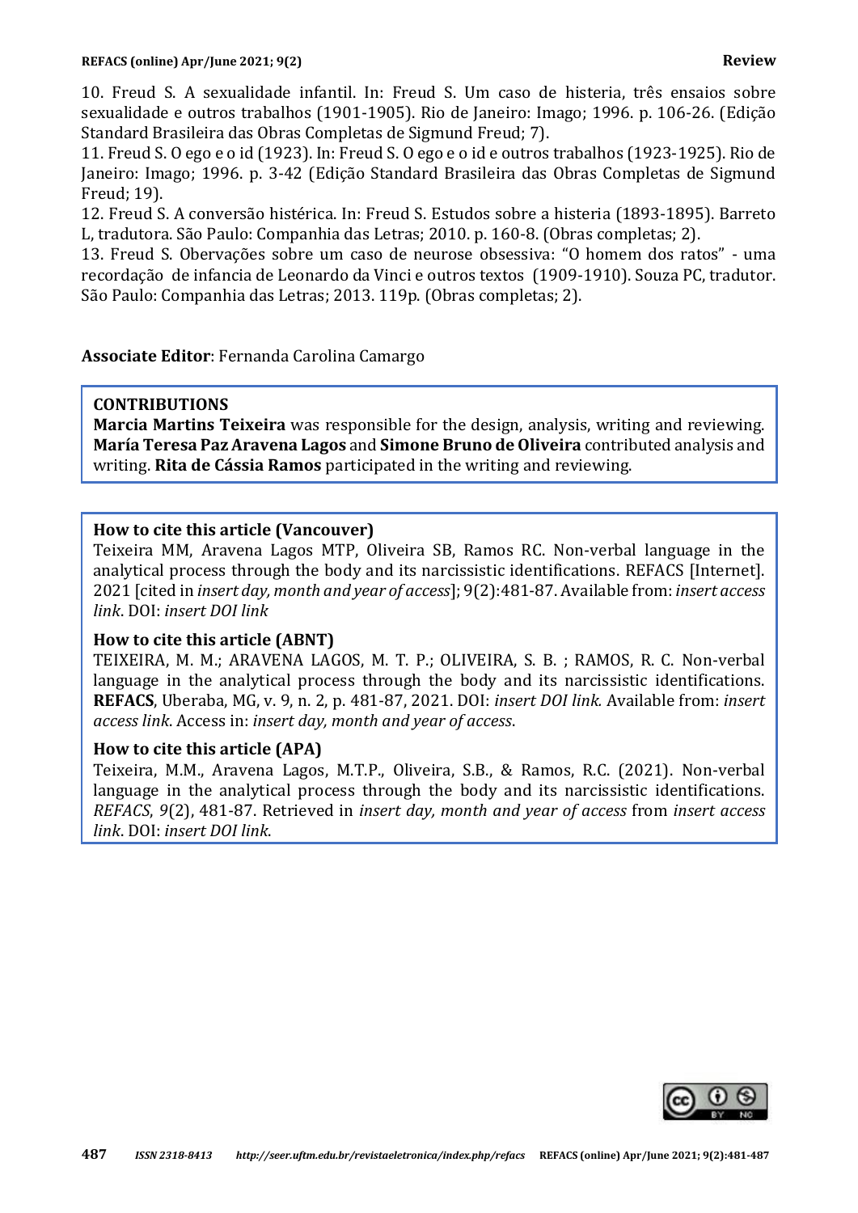10. Freud S. A sexualidade infantil. In: Freud S. Um caso de histeria, três ensaios sobre sexualidade e outros trabalhos (1901-1905). Rio de Janeiro: Imago; 1996. p. 106-26. (Edição Standard Brasileira das Obras Completas de Sigmund Freud; 7).

11. Freud S. O ego e o id (1923). In: Freud S. O ego e o id e outros trabalhos (1923-1925). Rio de Janeiro: Imago; 1996. p. 3-42 (Edição Standard Brasileira das Obras Completas de Sigmund Freud; 19).

12. Freud S. A conversão histérica. In: Freud S. Estudos sobre a histeria (1893-1895). Barreto L, tradutora. São Paulo: Companhia das Letras; 2010. p. 160-8. (Obras completas; 2).

13. Freud S. Obervações sobre um caso de neurose obsessiva: "O homem dos ratos" - uma recordação de infancia de Leonardo da Vinci e outros textos (1909-1910). Souza PC, tradutor. São Paulo: Companhia das Letras; 2013. 119p. (Obras completas; 2).

**Associate Editor**: Fernanda Carolina Camargo

**CONTRIBUTIONS**

**Marcia Martins Teixeira** was responsible for the design, analysis, writing and reviewing. **María Teresa Paz Aravena Lagos** and **Simone Bruno de Oliveira** contributed analysis and writing. **Rita de Cássia Ramos** participated in the writing and reviewing.

**How to cite this article (Vancouver)**

Teixeira MM, Aravena Lagos MTP, Oliveira SB, Ramos RC. Non-verbal language in the analytical process through the body and its narcissistic identifications. REFACS [Internet]. 2021 [cited in *insert day, month and year of access*]; 9(2):481-87. Available from: *insert access link*. DOI: *insert DOI link*

**How to cite this article (ABNT)**

TEIXEIRA, M. M.; ARAVENA LAGOS, M. T. P.; OLIVEIRA, S. B. ; RAMOS, R. C. Non-verbal language in the analytical process through the body and its narcissistic identifications. **REFACS**, Uberaba, MG, v. 9, n. 2, p. 481-87, 2021. DOI: *insert DOI link.* Available from: *insert access link*. Access in: *insert day, month and year of access*.

**How to cite this article (APA)**

Teixeira, M.M., Aravena Lagos, M.T.P., Oliveira, S.B., & Ramos, R.C. (2021). Non-verbal language in the analytical process through the body and its narcissistic identifications. *REFACS*, *9*(2), 481-87. Retrieved in *insert day, month and year of access* from *insert access link*. DOI: *insert DOI link.*